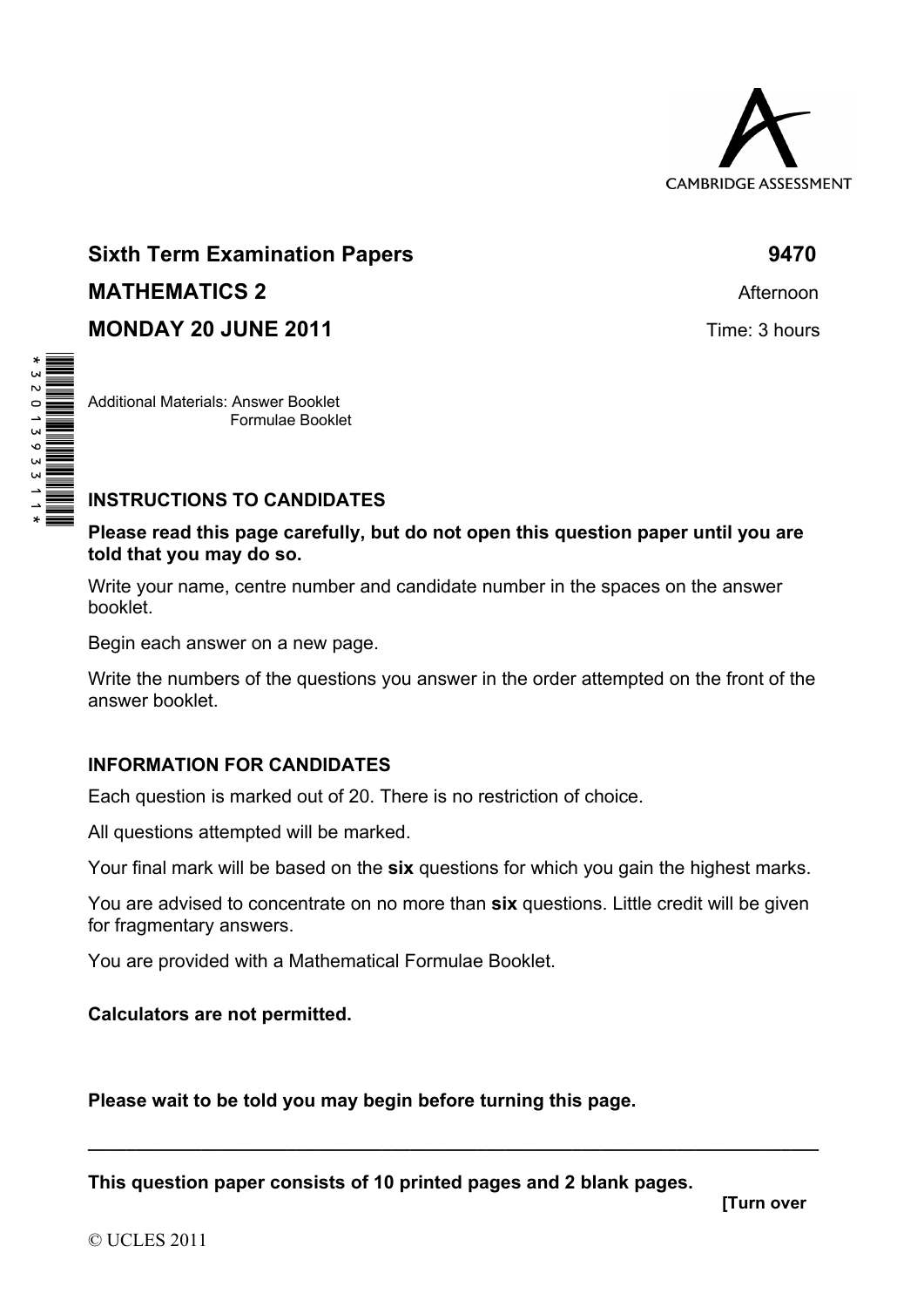CAMBRIDGE ASSESSMENT

**Sixth Term Examination Papers** **9470**

**MATHEMATICS 2** Afternoon

**MONDAY 20 JUNE 2011** Time: 3 hours

Additional Materials: Answer Booklet
Formulae Booklet

## INSTRUCTIONS TO CANDIDATES

**Please read this page carefully, but do not open this question paper until you are told that you may do so.**

Write your name, centre number and candidate number in the spaces on the answer booklet.

Begin each answer on a new page.

Write the numbers of the questions you answer in the order attempted on the front of the answer booklet.

## INFORMATION FOR CANDIDATES

Each question is marked out of 20. There is no restriction of choice.

All questions attempted will be marked.

Your final mark will be based on the **six** questions for which you gain the highest marks.

You are advised to concentrate on no more than **six** questions. Little credit will be given for fragmentary answers.

You are provided with a Mathematical Formulae Booklet.

**Calculators are not permitted.**

**Please wait to be told you may begin before turning this page.**

---

**This question paper consists of 10 printed pages and 2 blank pages.**

**[Turn over**

© UCLES 2011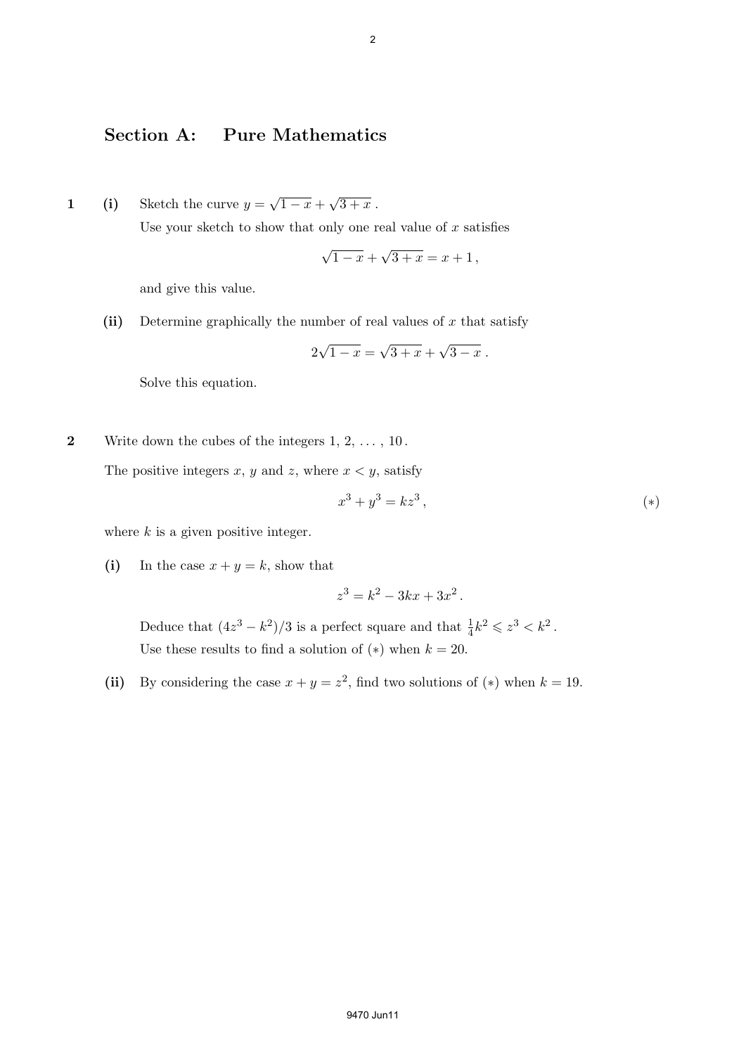## Section A: Pure Mathematics

**1** **(i)** Sketch the curve $y = \sqrt{1-x} + \sqrt{3+x}$.

Use your sketch to show that only one real value of $x$ satisfies

$$\sqrt{1-x} + \sqrt{3+x} = x + 1,$$

and give this value.

**(ii)** Determine graphically the number of real values of $x$ that satisfy

$$2\sqrt{1-x} = \sqrt{3+x} + \sqrt{3-x}.$$

Solve this equation.

**2** Write down the cubes of the integers $1, 2, \ldots, 10$.

The positive integers $x$, $y$ and $z$, where $x < y$, satisfy

$$x^3 + y^3 = kz^3, \qquad (*)$$

where $k$ is a given positive integer.

**(i)** In the case $x + y = k$, show that

$$z^3 = k^2 - 3kx + 3x^2.$$

Deduce that $(4z^3 - k^2)/3$ is a perfect square and that $\frac{1}{4}k^2 \leqslant z^3 < k^2$.

Use these results to find a solution of $(*)$ when $k = 20$.

**(ii)** By considering the case $x + y = z^2$, find two solutions of $(*)$ when $k = 19$.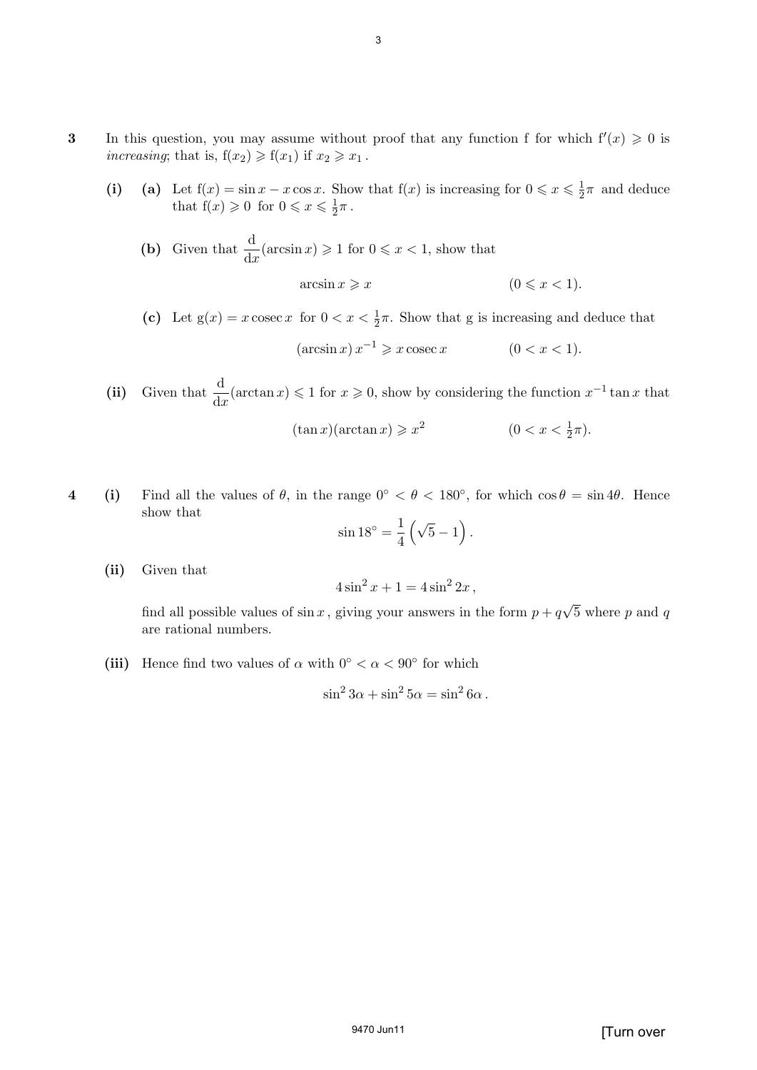**3** In this question, you may assume without proof that any function f for which $\mathrm{f}'(x) \geqslant 0$ is *increasing*; that is, $\mathrm{f}(x_2) \geqslant \mathrm{f}(x_1)$ if $x_2 \geqslant x_1$.

**(i)** **(a)** Let $\mathrm{f}(x) = \sin x - x\cos x$. Show that $\mathrm{f}(x)$ is increasing for $0 \leqslant x \leqslant \frac{1}{2}\pi$ and deduce that $\mathrm{f}(x) \geqslant 0$ for $0 \leqslant x \leqslant \frac{1}{2}\pi$.

**(b)** Given that $\dfrac{\mathrm{d}}{\mathrm{d}x}(\arcsin x) \geqslant 1$ for $0 \leqslant x < 1$, show that

$$\arcsin x \geqslant x \qquad\qquad (0 \leqslant x < 1).$$

**(c)** Let $\mathrm{g}(x) = x \operatorname{cosec} x$ for $0 < x < \frac{1}{2}\pi$. Show that g is increasing and deduce that

$$(\arcsin x)\, x^{-1} \geqslant x \operatorname{cosec} x \qquad\qquad (0 < x < 1).$$

**(ii)** Given that $\dfrac{\mathrm{d}}{\mathrm{d}x}(\arctan x) \leqslant 1$ for $x \geqslant 0$, show by considering the function $x^{-1}\tan x$ that

$$(\tan x)(\arctan x) \geqslant x^2 \qquad\qquad (0 < x < \tfrac{1}{2}\pi).$$

**4** **(i)** Find all the values of $\theta$, in the range $0^\circ < \theta < 180^\circ$, for which $\cos\theta = \sin 4\theta$. Hence show that

$$\sin 18^\circ = \frac{1}{4}\left(\sqrt{5} - 1\right).$$

**(ii)** Given that

$$4\sin^2 x + 1 = 4\sin^2 2x\,,$$

find all possible values of $\sin x$, giving your answers in the form $p + q\sqrt{5}$ where $p$ and $q$ are rational numbers.

**(iii)** Hence find two values of $\alpha$ with $0^\circ < \alpha < 90^\circ$ for which

$$\sin^2 3\alpha + \sin^2 5\alpha = \sin^2 6\alpha\,.$$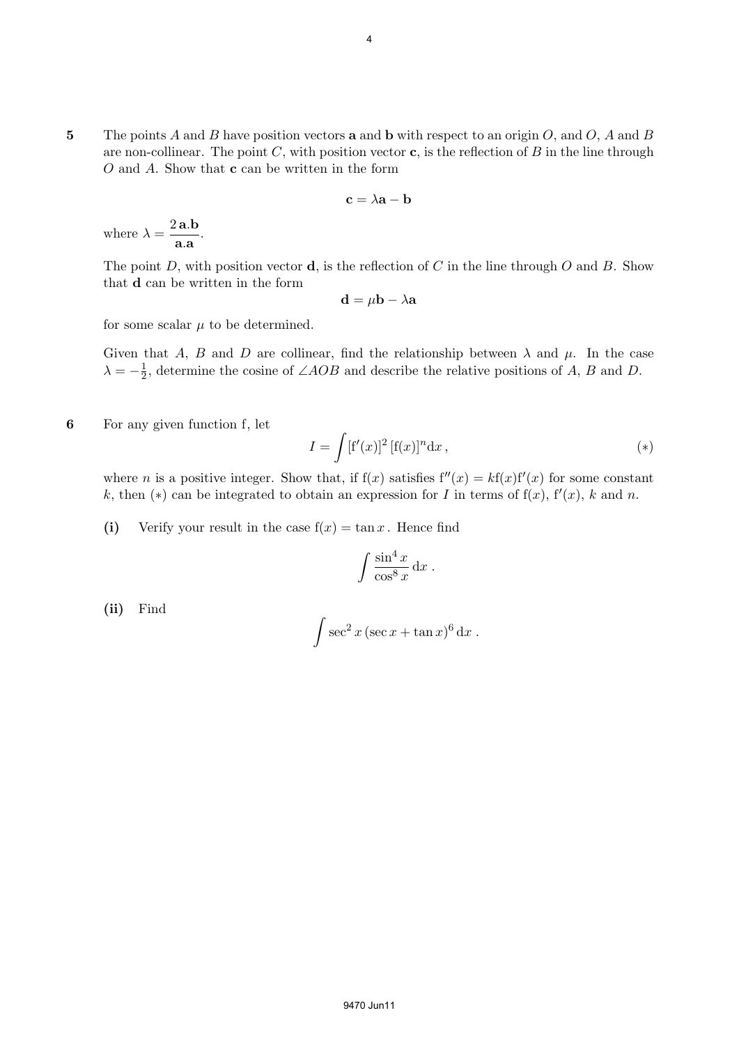**5** The points $A$ and $B$ have position vectors $\mathbf{a}$ and $\mathbf{b}$ with respect to an origin $O$, and $O$, $A$ and $B$ are non-collinear. The point $C$, with position vector $\mathbf{c}$, is the reflection of $B$ in the line through $O$ and $A$. Show that $\mathbf{c}$ can be written in the form

$$\mathbf{c} = \lambda\mathbf{a} - \mathbf{b}$$

where $\lambda = \dfrac{2\,\mathbf{a}.\mathbf{b}}{\mathbf{a}.\mathbf{a}}$.

The point $D$, with position vector $\mathbf{d}$, is the reflection of $C$ in the line through $O$ and $B$. Show that $\mathbf{d}$ can be written in the form

$$\mathbf{d} = \mu\mathbf{b} - \lambda\mathbf{a}$$

for some scalar $\mu$ to be determined.

Given that $A$, $B$ and $D$ are collinear, find the relationship between $\lambda$ and $\mu$. In the case $\lambda = -\frac{1}{2}$, determine the cosine of $\angle AOB$ and describe the relative positions of $A$, $B$ and $D$.

**6** For any given function f, let

$$I = \int [\mathrm{f}'(x)]^2\,[\mathrm{f}(x)]^n \mathrm{d}x\,, \qquad (*)$$

where $n$ is a positive integer. Show that, if $\mathrm{f}(x)$ satisfies $\mathrm{f}''(x) = k\mathrm{f}(x)\mathrm{f}'(x)$ for some constant $k$, then $(*)$ can be integrated to obtain an expression for $I$ in terms of $\mathrm{f}(x)$, $\mathrm{f}'(x)$, $k$ and $n$.

**(i)** Verify your result in the case $\mathrm{f}(x) = \tan x$. Hence find

$$\int \frac{\sin^4 x}{\cos^8 x}\,\mathrm{d}x\,.$$

**(ii)** Find

$$\int \sec^2 x\,(\sec x + \tan x)^6\,\mathrm{d}x\,.$$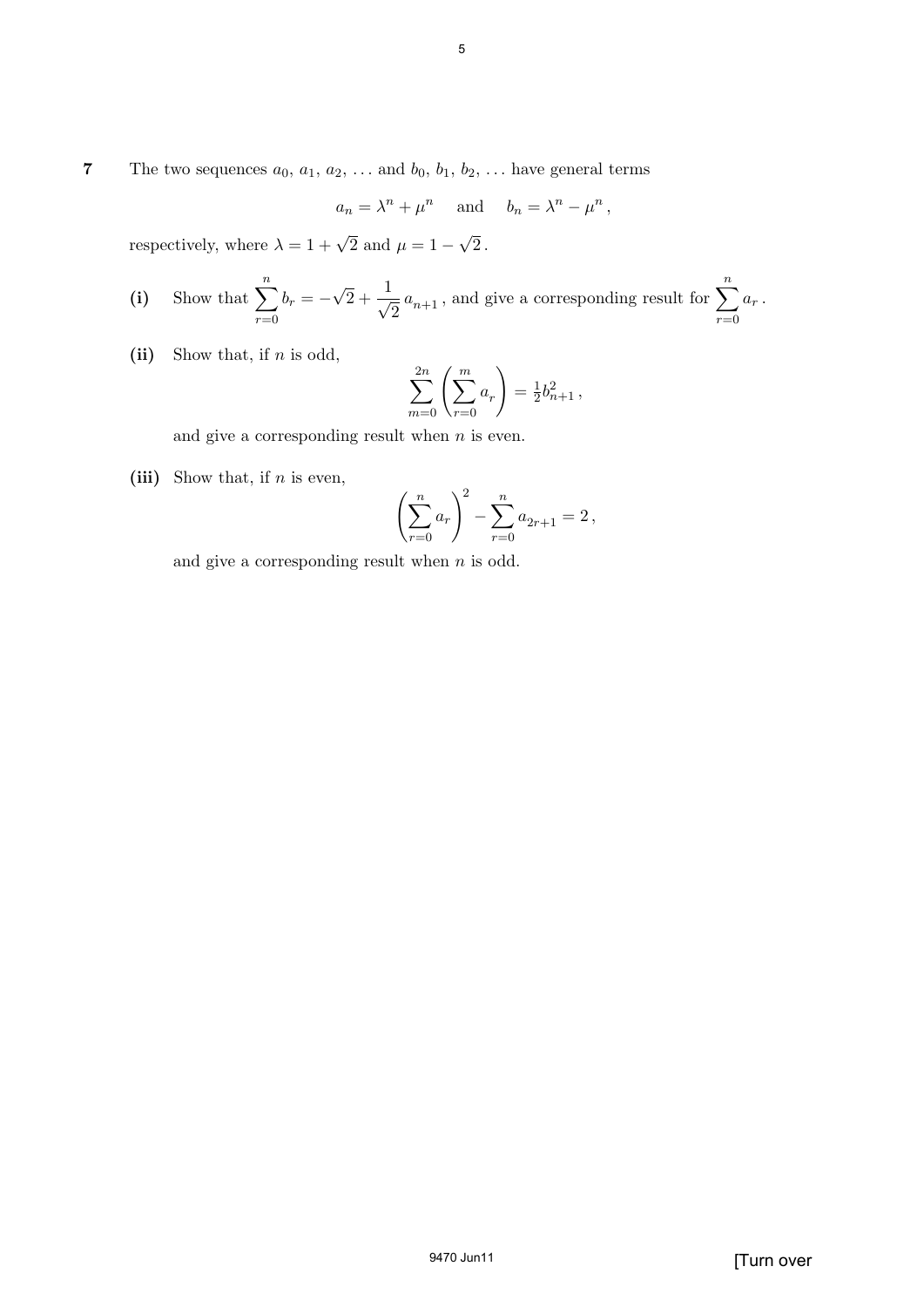**7** The two sequences $a_0, a_1, a_2, \ldots$ and $b_0, b_1, b_2, \ldots$ have general terms

$$a_n = \lambda^n + \mu^n \quad \text{and} \quad b_n = \lambda^n - \mu^n,$$

respectively, where $\lambda = 1 + \sqrt{2}$ and $\mu = 1 - \sqrt{2}$.

**(i)** Show that $\displaystyle\sum_{r=0}^{n} b_r = -\sqrt{2} + \frac{1}{\sqrt{2}}\, a_{n+1}$, and give a corresponding result for $\displaystyle\sum_{r=0}^{n} a_r$.

**(ii)** Show that, if $n$ is odd,

$$\sum_{m=0}^{2n} \left( \sum_{r=0}^{m} a_r \right) = \tfrac{1}{2} b_{n+1}^2,$$

and give a corresponding result when $n$ is even.

**(iii)** Show that, if $n$ is even,

$$\left( \sum_{r=0}^{n} a_r \right)^2 - \sum_{r=0}^{n} a_{2r+1} = 2,$$

and give a corresponding result when $n$ is odd.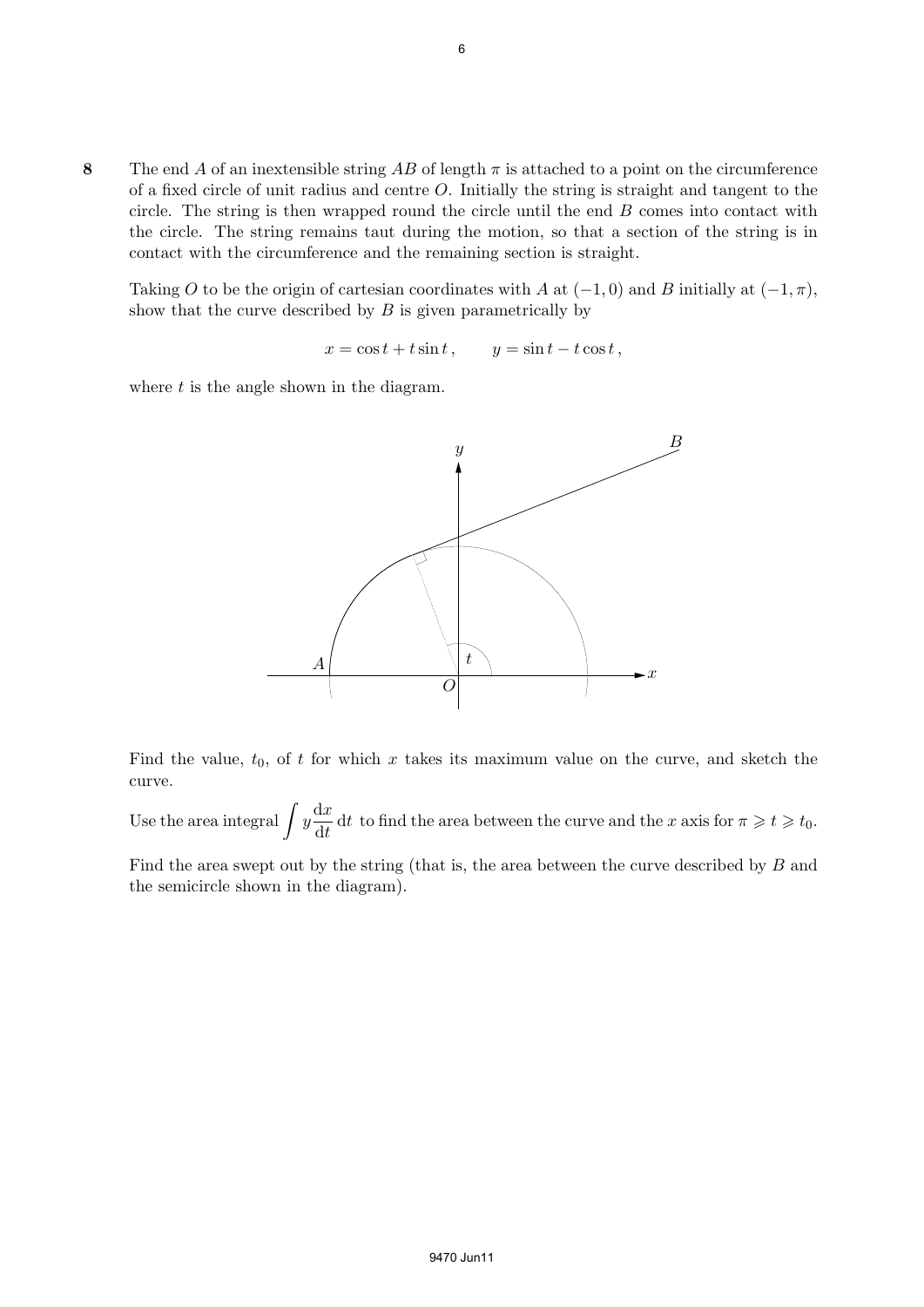**8** The end $A$ of an inextensible string $AB$ of length $\pi$ is attached to a point on the circumference of a fixed circle of unit radius and centre $O$. Initially the string is straight and tangent to the circle. The string is then wrapped round the circle until the end $B$ comes into contact with the circle. The string remains taut during the motion, so that a section of the string is in contact with the circumference and the remaining section is straight.

Taking $O$ to be the origin of cartesian coordinates with $A$ at $(-1, 0)$ and $B$ initially at $(-1, \pi)$, show that the curve described by $B$ is given parametrically by

$$x = \cos t + t \sin t\,, \qquad y = \sin t - t \cos t\,,$$

where $t$ is the angle shown in the diagram.

y
B
A
t
O
x

Find the value, $t_0$, of $t$ for which $x$ takes its maximum value on the curve, and sketch the curve.

Use the area integral $\displaystyle\int y \frac{\mathrm{d}x}{\mathrm{d}t}\,\mathrm{d}t$ to find the area between the curve and the $x$ axis for $\pi \geqslant t \geqslant t_0$.

Find the area swept out by the string (that is, the area between the curve described by $B$ and the semicircle shown in the diagram).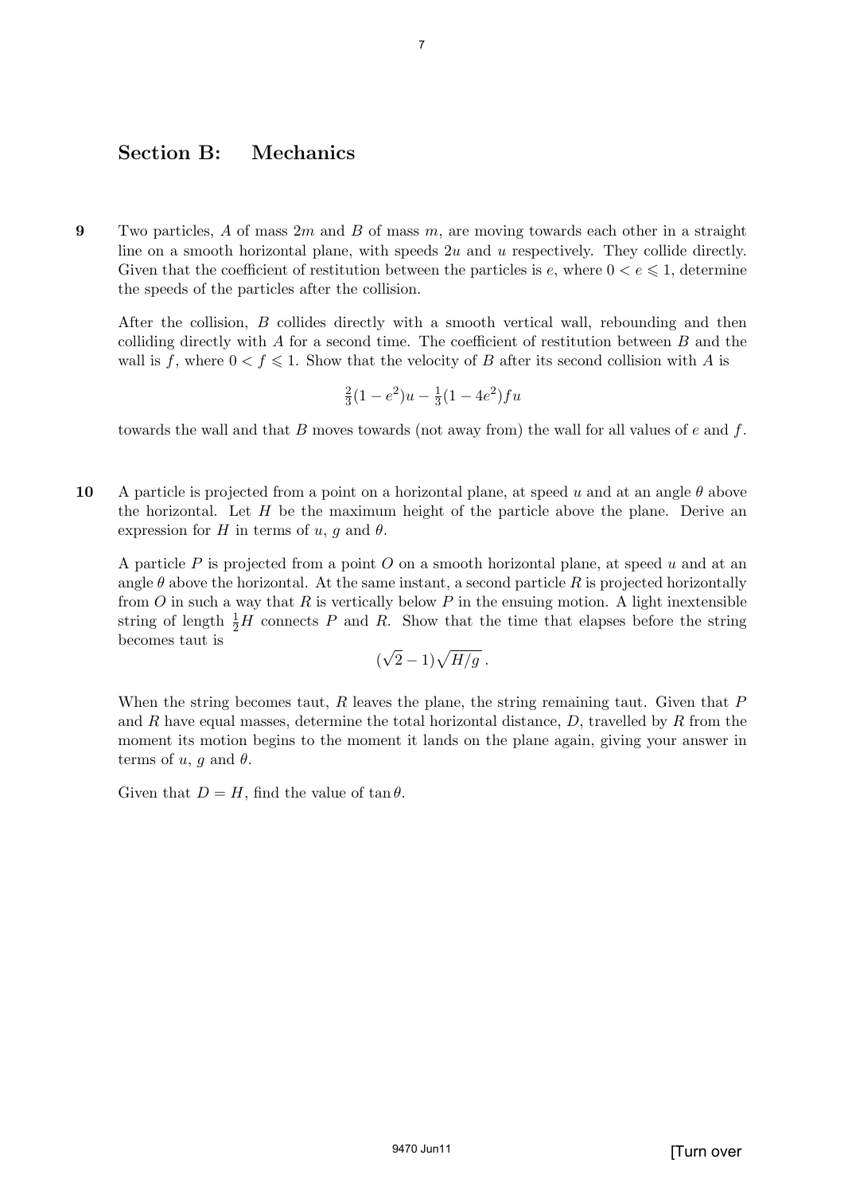## Section B: Mechanics

**9** Two particles, $A$ of mass $2m$ and $B$ of mass $m$, are moving towards each other in a straight line on a smooth horizontal plane, with speeds $2u$ and $u$ respectively. They collide directly. Given that the coefficient of restitution between the particles is $e$, where $0 < e \leqslant 1$, determine the speeds of the particles after the collision.

After the collision, $B$ collides directly with a smooth vertical wall, rebounding and then colliding directly with $A$ for a second time. The coefficient of restitution between $B$ and the wall is $f$, where $0 < f \leqslant 1$. Show that the velocity of $B$ after its second collision with $A$ is

$$\tfrac{2}{3}(1 - e^2)u - \tfrac{1}{3}(1 - 4e^2)fu$$

towards the wall and that $B$ moves towards (not away from) the wall for all values of $e$ and $f$.

**10** A particle is projected from a point on a horizontal plane, at speed $u$ and at an angle $\theta$ above the horizontal. Let $H$ be the maximum height of the particle above the plane. Derive an expression for $H$ in terms of $u$, $g$ and $\theta$.

A particle $P$ is projected from a point $O$ on a smooth horizontal plane, at speed $u$ and at an angle $\theta$ above the horizontal. At the same instant, a second particle $R$ is projected horizontally from $O$ in such a way that $R$ is vertically below $P$ in the ensuing motion. A light inextensible string of length $\frac{1}{2}H$ connects $P$ and $R$. Show that the time that elapses before the string becomes taut is

$$(\sqrt{2} - 1)\sqrt{H/g}\,.$$

When the string becomes taut, $R$ leaves the plane, the string remaining taut. Given that $P$ and $R$ have equal masses, determine the total horizontal distance, $D$, travelled by $R$ from the moment its motion begins to the moment it lands on the plane again, giving your answer in terms of $u$, $g$ and $\theta$.

Given that $D = H$, find the value of $\tan\theta$.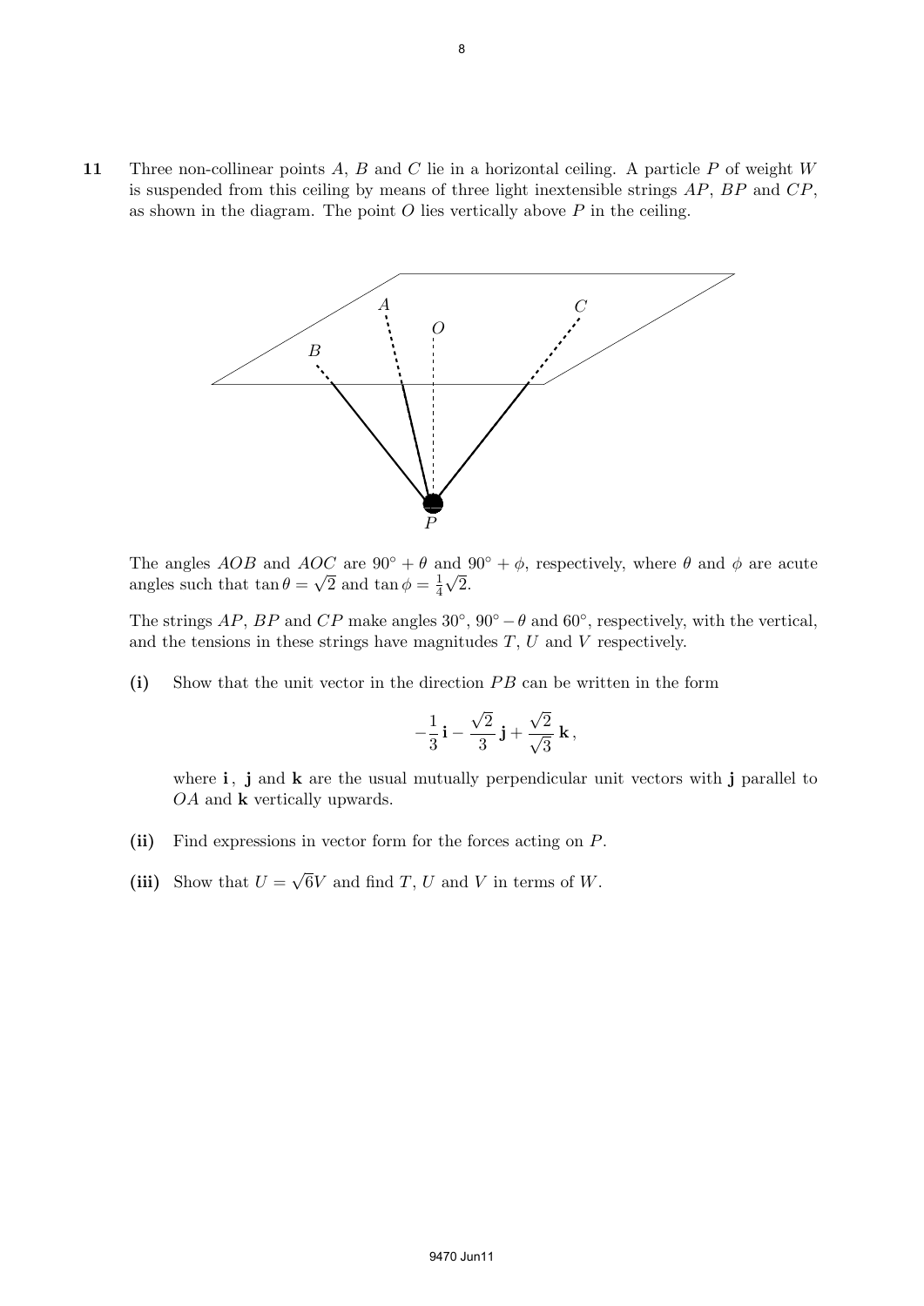**11** Three non-collinear points $A$, $B$ and $C$ lie in a horizontal ceiling. A particle $P$ of weight $W$ is suspended from this ceiling by means of three light inextensible strings $AP$, $BP$ and $CP$, as shown in the diagram. The point $O$ lies vertically above $P$ in the ceiling.

A

O

C

B

P

The angles $AOB$ and $AOC$ are $90^\circ + \theta$ and $90^\circ + \phi$, respectively, where $\theta$ and $\phi$ are acute angles such that $\tan\theta = \sqrt{2}$ and $\tan\phi = \frac{1}{4}\sqrt{2}$.

The strings $AP$, $BP$ and $CP$ make angles $30^\circ$, $90^\circ - \theta$ and $60^\circ$, respectively, with the vertical, and the tensions in these strings have magnitudes $T$, $U$ and $V$ respectively.

**(i)** Show that the unit vector in the direction $PB$ can be written in the form

$$-\frac{1}{3}\,\mathbf{i} - \frac{\sqrt{2}}{3}\,\mathbf{j} + \frac{\sqrt{2}}{\sqrt{3}}\,\mathbf{k}\,,$$

where $\mathbf{i}$, $\mathbf{j}$ and $\mathbf{k}$ are the usual mutually perpendicular unit vectors with $\mathbf{j}$ parallel to $OA$ and $\mathbf{k}$ vertically upwards.

**(ii)** Find expressions in vector form for the forces acting on $P$.

**(iii)** Show that $U = \sqrt{6}V$ and find $T$, $U$ and $V$ in terms of $W$.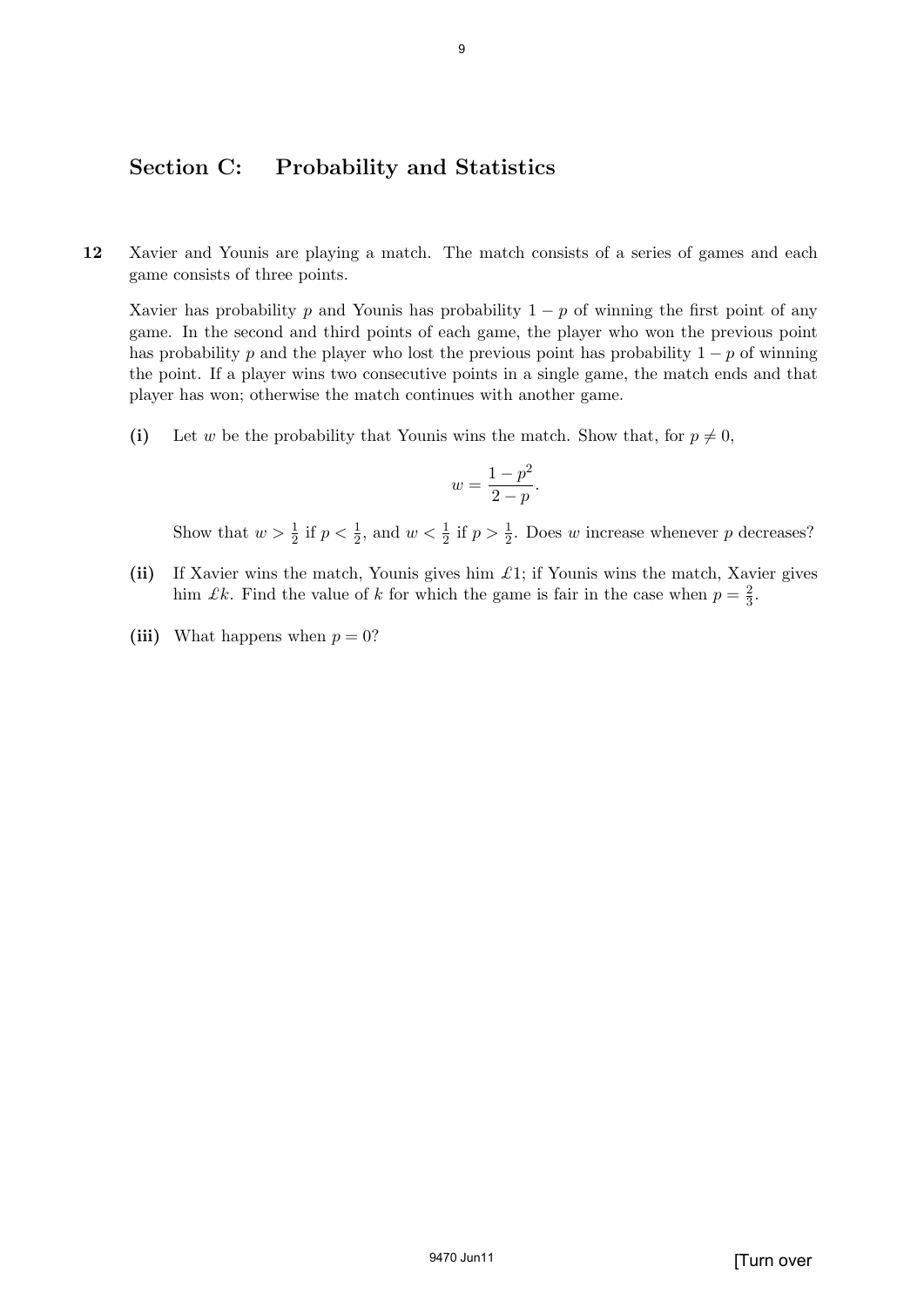## Section C: Probability and Statistics

**12** Xavier and Younis are playing a match. The match consists of a series of games and each game consists of three points.

Xavier has probability $p$ and Younis has probability $1 - p$ of winning the first point of any game. In the second and third points of each game, the player who won the previous point has probability $p$ and the player who lost the previous point has probability $1 - p$ of winning the point. If a player wins two consecutive points in a single game, the match ends and that player has won; otherwise the match continues with another game.

**(i)** Let $w$ be the probability that Younis wins the match. Show that, for $p \neq 0$,

$$w = \frac{1 - p^2}{2 - p}.$$

Show that $w > \frac{1}{2}$ if $p < \frac{1}{2}$, and $w < \frac{1}{2}$ if $p > \frac{1}{2}$. Does $w$ increase whenever $p$ decreases?

**(ii)** If Xavier wins the match, Younis gives him £1; if Younis wins the match, Xavier gives him £$k$. Find the value of $k$ for which the game is fair in the case when $p = \frac{2}{3}$.

**(iii)** What happens when $p = 0$?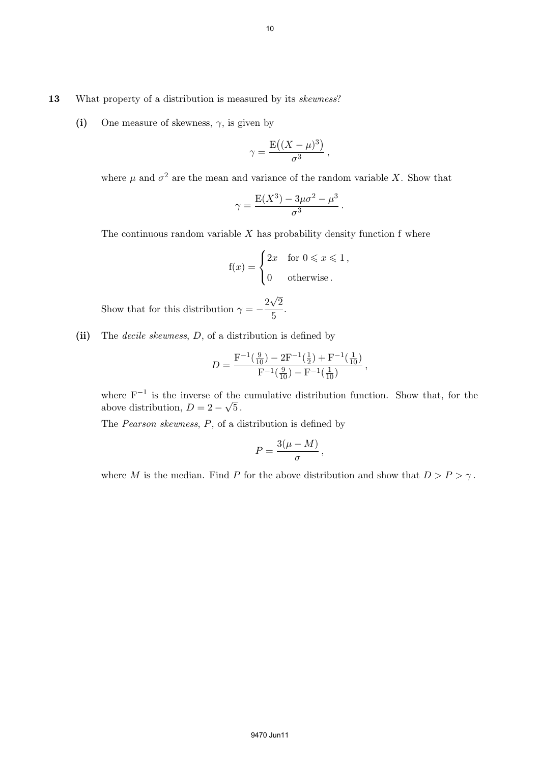**13** What property of a distribution is measured by its *skewness*?

**(i)** One measure of skewness, $\gamma$, is given by

$$\gamma = \frac{\mathrm{E}\big((X-\mu)^3\big)}{\sigma^3},$$

where $\mu$ and $\sigma^2$ are the mean and variance of the random variable $X$. Show that

$$\gamma = \frac{\mathrm{E}(X^3) - 3\mu\sigma^2 - \mu^3}{\sigma^3}.$$

The continuous random variable $X$ has probability density function f where

$$\mathrm{f}(x) = \begin{cases} 2x & \text{for } 0 \leqslant x \leqslant 1, \\ 0 & \text{otherwise}. \end{cases}$$

Show that for this distribution $\gamma = -\dfrac{2\sqrt{2}}{5}$.

**(ii)** The *decile skewness*, $D$, of a distribution is defined by

$$D = \frac{\mathrm{F}^{-1}(\frac{9}{10}) - 2\mathrm{F}^{-1}(\frac{1}{2}) + \mathrm{F}^{-1}(\frac{1}{10})}{\mathrm{F}^{-1}(\frac{9}{10}) - \mathrm{F}^{-1}(\frac{1}{10})},$$

where $\mathrm{F}^{-1}$ is the inverse of the cumulative distribution function. Show that, for the above distribution, $D = 2 - \sqrt{5}$.

The *Pearson skewness*, $P$, of a distribution is defined by

$$P = \frac{3(\mu - M)}{\sigma},$$

where $M$ is the median. Find $P$ for the above distribution and show that $D > P > \gamma$.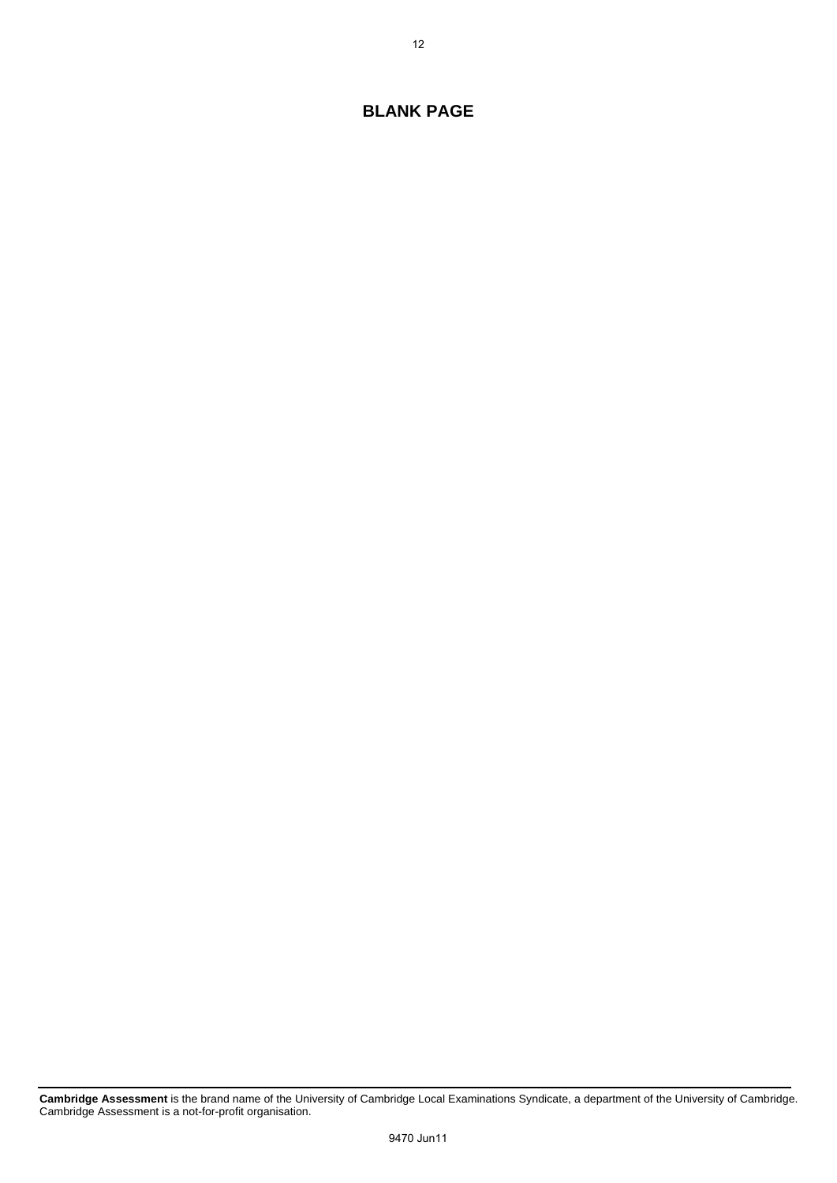**BLANK PAGE**

**Cambridge Assessment** is the brand name of the University of Cambridge Local Examinations Syndicate, a department of the University of Cambridge. Cambridge Assessment is a not-for-profit organisation.